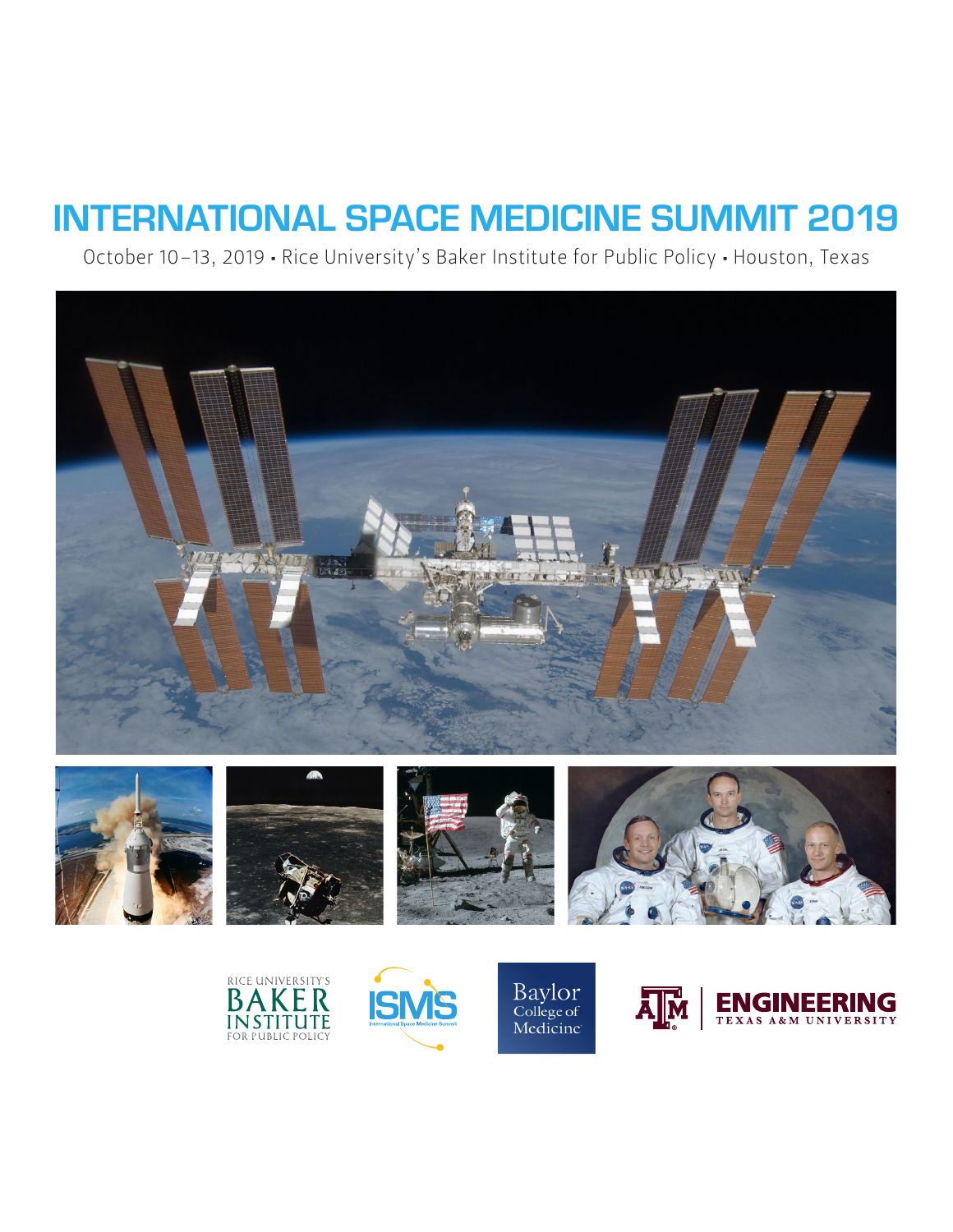# INTERNATIONAL SPACE MEDICINE SUMMIT 2019

October 10–13, 2019 • Rice University's Baker Institute for Public Policy • Houston, Texas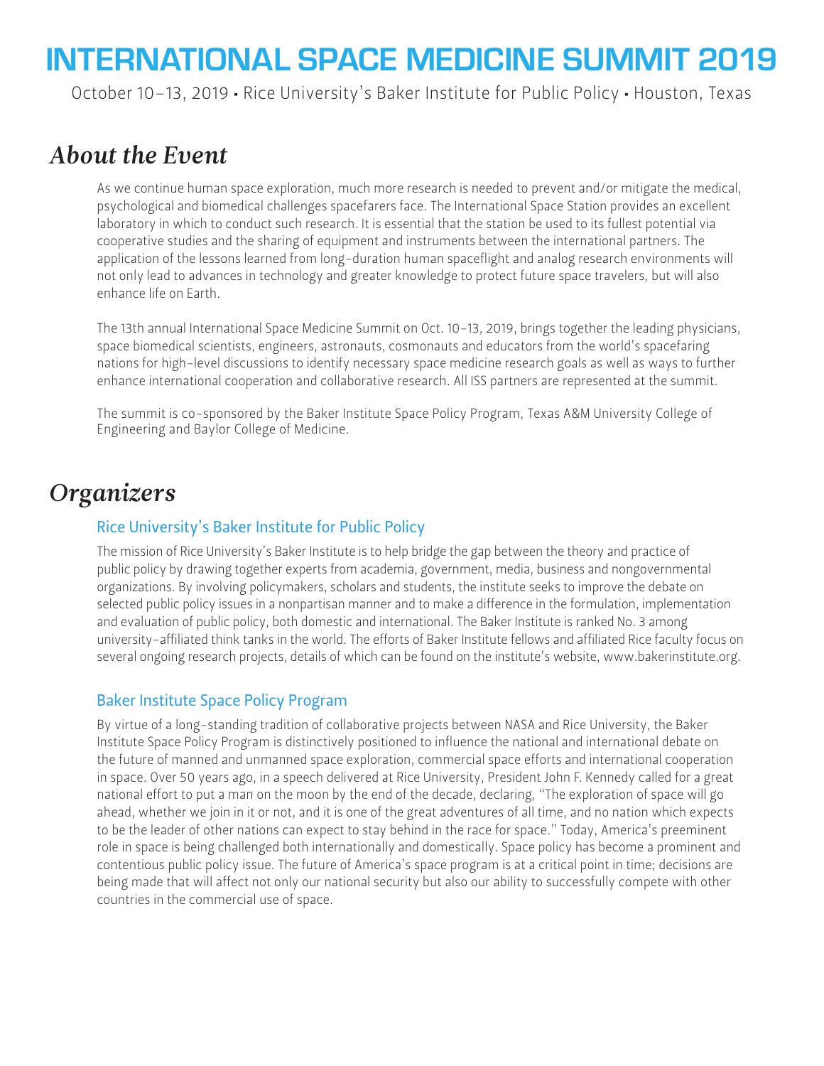# INTERNATIONAL SPACE MEDICINE SUMMIT 2019

October 10–13, 2019 • Rice University's Baker Institute for Public Policy • Houston, Texas

## *About the Event*

As we continue human space exploration, much more research is needed to prevent and/or mitigate the medical, psychological and biomedical challenges spacefarers face. The International Space Station provides an excellent laboratory in which to conduct such research. It is essential that the station be used to its fullest potential via cooperative studies and the sharing of equipment and instruments between the international partners. The application of the lessons learned from long-duration human spaceflight and analog research environments will not only lead to advances in technology and greater knowledge to protect future space travelers, but will also enhance life on Earth.

The 13th annual International Space Medicine Summit on Oct. 10–13, 2019, brings together the leading physicians, space biomedical scientists, engineers, astronauts, cosmonauts and educators from the world's spacefaring nations for high-level discussions to identify necessary space medicine research goals as well as ways to further enhance international cooperation and collaborative research. All ISS partners are represented at the summit.

The summit is co-sponsored by the Baker Institute Space Policy Program, Texas A&M University College of Engineering and Baylor College of Medicine.

## *Organizers*

### Rice University's Baker Institute for Public Policy

The mission of Rice University's Baker Institute is to help bridge the gap between the theory and practice of public policy by drawing together experts from academia, government, media, business and nongovernmental organizations. By involving policymakers, scholars and students, the institute seeks to improve the debate on selected public policy issues in a nonpartisan manner and to make a difference in the formulation, implementation and evaluation of public policy, both domestic and international. The Baker Institute is ranked No. 3 among university-affiliated think tanks in the world. The efforts of Baker Institute fellows and affiliated Rice faculty focus on several ongoing research projects, details of which can be found on the institute's website, www.bakerinstitute.org.

### Baker Institute Space Policy Program

By virtue of a long-standing tradition of collaborative projects between NASA and Rice University, the Baker Institute Space Policy Program is distinctively positioned to influence the national and international debate on the future of manned and unmanned space exploration, commercial space efforts and international cooperation in space. Over 50 years ago, in a speech delivered at Rice University, President John F. Kennedy called for a great national effort to put a man on the moon by the end of the decade, declaring, "The exploration of space will go ahead, whether we join in it or not, and it is one of the great adventures of all time, and no nation which expects to be the leader of other nations can expect to stay behind in the race for space." Today, America's preeminent role in space is being challenged both internationally and domestically. Space policy has become a prominent and contentious public policy issue. The future of America's space program is at a critical point in time; decisions are being made that will affect not only our national security but also our ability to successfully compete with other countries in the commercial use of space.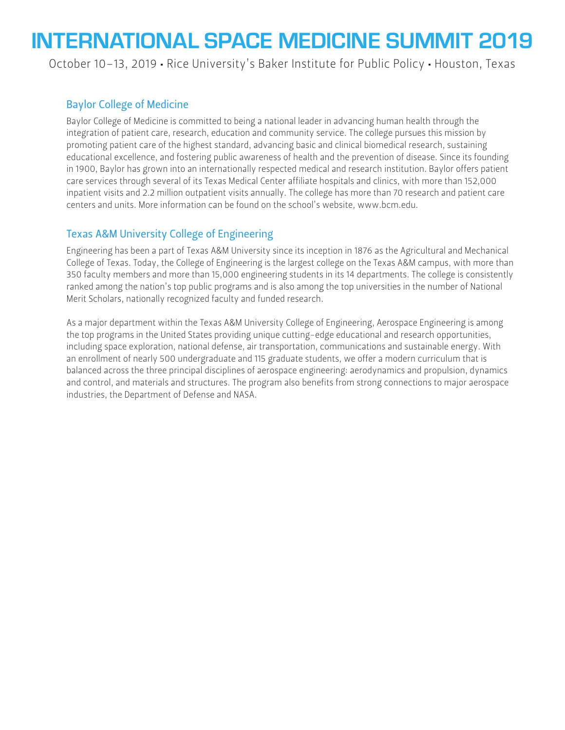## Baylor College of Medicine

Baylor College of Medicine is committed to being a national leader in advancing human health through the integration of patient care, research, education and community service. The college pursues this mission by promoting patient care of the highest standard, advancing basic and clinical biomedical research, sustaining educational excellence, and fostering public awareness of health and the prevention of disease. Since its founding in 1900, Baylor has grown into an internationally respected medical and research institution. Baylor offers patient care services through several of its Texas Medical Center affiliate hospitals and clinics, with more than 152,000 inpatient visits and 2.2 million outpatient visits annually. The college has more than 70 research and patient care centers and units. More information can be found on the school's website, www.bcm.edu.

## Texas A&M University College of Engineering

Engineering has been a part of Texas A&M University since its inception in 1876 as the Agricultural and Mechanical College of Texas. Today, the College of Engineering is the largest college on the Texas A&M campus, with more than 350 faculty members and more than 15,000 engineering students in its 14 departments. The college is consistently ranked among the nation's top public programs and is also among the top universities in the number of National Merit Scholars, nationally recognized faculty and funded research.

As a major department within the Texas A&M University College of Engineering, Aerospace Engineering is among the top programs in the United States providing unique cutting-edge educational and research opportunities, including space exploration, national defense, air transportation, communications and sustainable energy. With an enrollment of nearly 500 undergraduate and 115 graduate students, we offer a modern curriculum that is balanced across the three principal disciplines of aerospace engineering: aerodynamics and propulsion, dynamics and control, and materials and structures. The program also benefits from strong connections to major aerospace industries, the Department of Defense and NASA.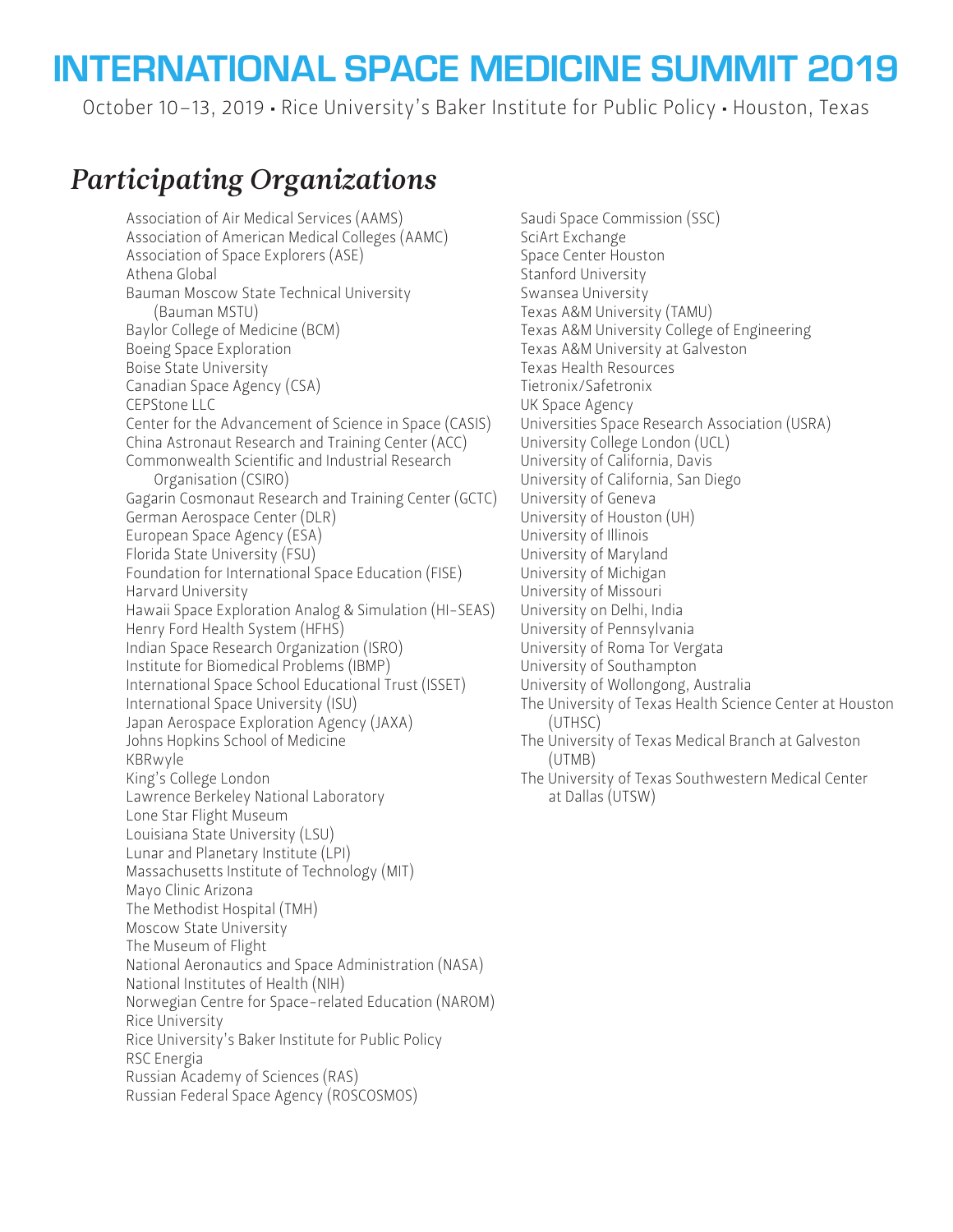# INTERNATIONAL SPACE MEDICINE SUMMIT 2019

October 10–13, 2019 • Rice University's Baker Institute for Public Policy • Houston, Texas

## *Participating Organizations*

Association of Air Medical Services (AAMS)
Association of American Medical Colleges (AAMC)
Association of Space Explorers (ASE)
Athena Global
Bauman Moscow State Technical University (Bauman MSTU)
Baylor College of Medicine (BCM)
Boeing Space Exploration
Boise State University
Canadian Space Agency (CSA)
CEPStone LLC
Center for the Advancement of Science in Space (CASIS)
China Astronaut Research and Training Center (ACC)
Commonwealth Scientific and Industrial Research Organisation (CSIRO)
Gagarin Cosmonaut Research and Training Center (GCTC)
German Aerospace Center (DLR)
European Space Agency (ESA)
Florida State University (FSU)
Foundation for International Space Education (FISE)
Harvard University
Hawaii Space Exploration Analog & Simulation (HI-SEAS)
Henry Ford Health System (HFHS)
Indian Space Research Organization (ISRO)
Institute for Biomedical Problems (IBMP)
International Space School Educational Trust (ISSET)
International Space University (ISU)
Japan Aerospace Exploration Agency (JAXA)
Johns Hopkins School of Medicine
KBRwyle
King's College London
Lawrence Berkeley National Laboratory
Lone Star Flight Museum
Louisiana State University (LSU)
Lunar and Planetary Institute (LPI)
Massachusetts Institute of Technology (MIT)
Mayo Clinic Arizona
The Methodist Hospital (TMH)
Moscow State University
The Museum of Flight
National Aeronautics and Space Administration (NASA)
National Institutes of Health (NIH)
Norwegian Centre for Space-related Education (NAROM)
Rice University
Rice University's Baker Institute for Public Policy
RSC Energia
Russian Academy of Sciences (RAS)
Russian Federal Space Agency (ROSCOSMOS)
Saudi Space Commission (SSC)
SciArt Exchange
Space Center Houston
Stanford University
Swansea University
Texas A&M University (TAMU)
Texas A&M University College of Engineering
Texas A&M University at Galveston
Texas Health Resources
Tietronix/Safetronix
UK Space Agency
Universities Space Research Association (USRA)
University College London (UCL)
University of California, Davis
University of California, San Diego
University of Geneva
University of Houston (UH)
University of Illinois
University of Maryland
University of Michigan
University of Missouri
University on Delhi, India
University of Pennsylvania
University of Roma Tor Vergata
University of Southampton
University of Wollongong, Australia
The University of Texas Health Science Center at Houston (UTHSC)
The University of Texas Medical Branch at Galveston (UTMB)
The University of Texas Southwestern Medical Center at Dallas (UTSW)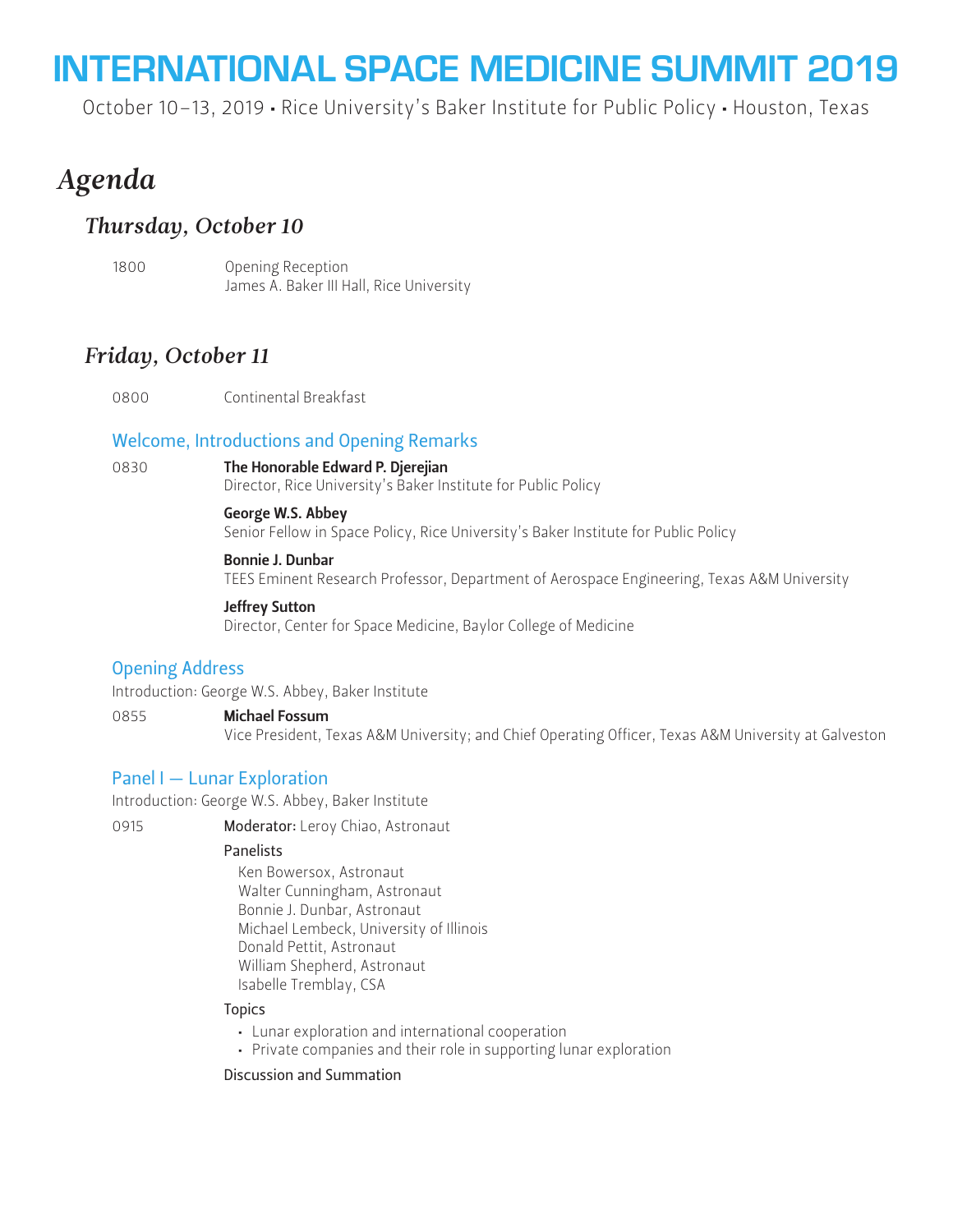# INTERNATIONAL SPACE MEDICINE SUMMIT 2019

October 10–13, 2019 • Rice University's Baker Institute for Public Policy • Houston, Texas

## *Agenda*

### *Thursday, October 10*

1800 Opening Reception
James A. Baker III Hall, Rice University

### *Friday, October 11*

0800 Continental Breakfast

#### Welcome, Introductions and Opening Remarks

0830

**The Honorable Edward P. Djerejian**
Director, Rice University's Baker Institute for Public Policy

**George W.S. Abbey**
Senior Fellow in Space Policy, Rice University's Baker Institute for Public Policy

**Bonnie J. Dunbar**
TEES Eminent Research Professor, Department of Aerospace Engineering, Texas A&M University

**Jeffrey Sutton**
Director, Center for Space Medicine, Baylor College of Medicine

#### Opening Address

Introduction: George W.S. Abbey, Baker Institute

0855

**Michael Fossum**
Vice President, Texas A&M University; and Chief Operating Officer, Texas A&M University at Galveston

#### Panel I — Lunar Exploration

Introduction: George W.S. Abbey, Baker Institute

0915

**Moderator:** Leroy Chiao, Astronaut

Panelists

Ken Bowersox, Astronaut
Walter Cunningham, Astronaut
Bonnie J. Dunbar, Astronaut
Michael Lembeck, University of Illinois
Donald Pettit, Astronaut
William Shepherd, Astronaut
Isabelle Tremblay, CSA

Topics

- Lunar exploration and international cooperation
- Private companies and their role in supporting lunar exploration

Discussion and Summation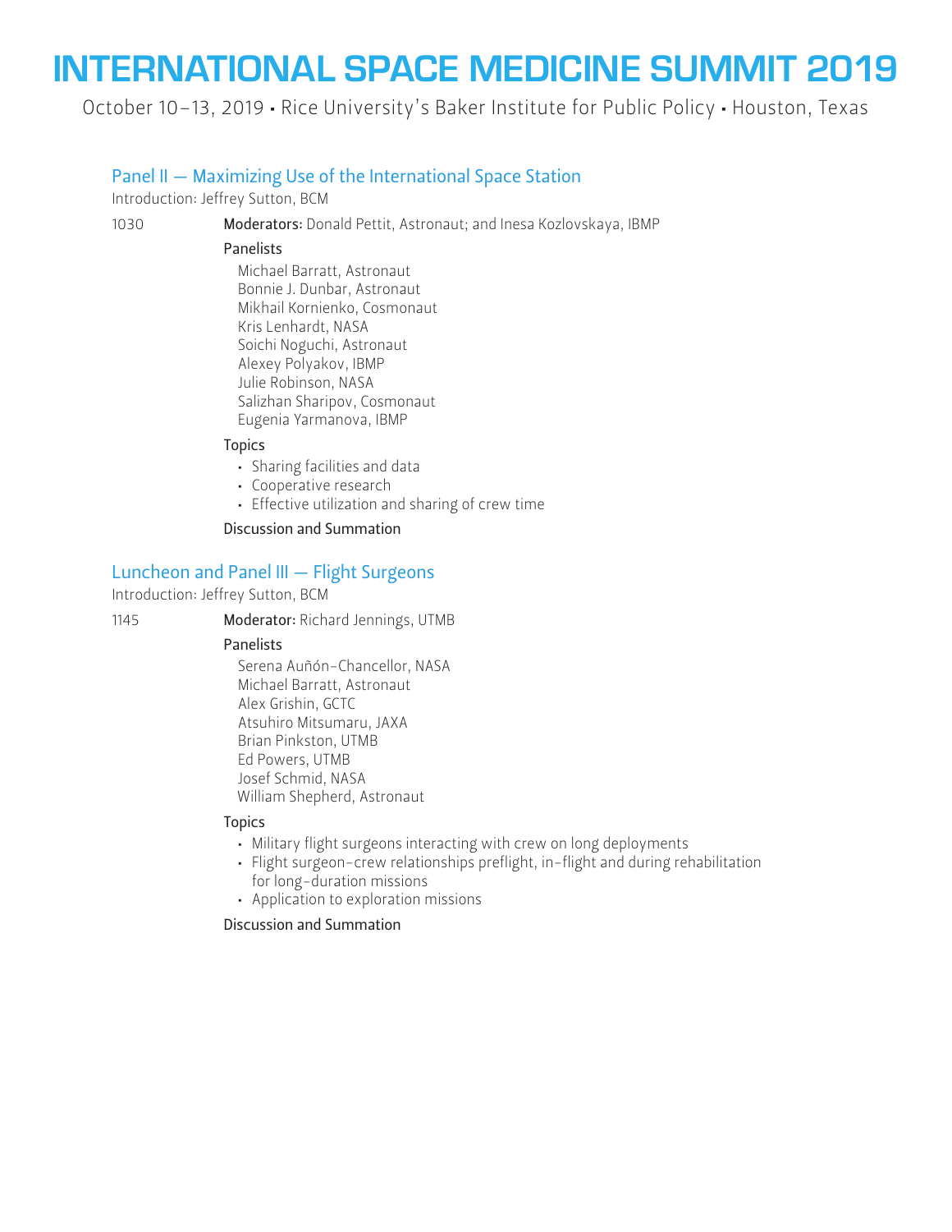# INTERNATIONAL SPACE MEDICINE SUMMIT 2019

October 10–13, 2019 • Rice University's Baker Institute for Public Policy • Houston, Texas

## Panel II — Maximizing Use of the International Space Station

Introduction: Jeffrey Sutton, BCM

1030 **Moderators:** Donald Pettit, Astronaut; and Inesa Kozlovskaya, IBMP

**Panelists**

Michael Barratt, Astronaut
Bonnie J. Dunbar, Astronaut
Mikhail Kornienko, Cosmonaut
Kris Lenhardt, NASA
Soichi Noguchi, Astronaut
Alexey Polyakov, IBMP
Julie Robinson, NASA
Salizhan Sharipov, Cosmonaut
Eugenia Yarmanova, IBMP

**Topics**

- Sharing facilities and data
- Cooperative research
- Effective utilization and sharing of crew time

**Discussion and Summation**

## Luncheon and Panel III — Flight Surgeons

Introduction: Jeffrey Sutton, BCM

1145 **Moderator:** Richard Jennings, UTMB

**Panelists**

Serena Auñón-Chancellor, NASA
Michael Barratt, Astronaut
Alex Grishin, GCTC
Atsuhiro Mitsumaru, JAXA
Brian Pinkston, UTMB
Ed Powers, UTMB
Josef Schmid, NASA
William Shepherd, Astronaut

**Topics**

- Military flight surgeons interacting with crew on long deployments
- Flight surgeon-crew relationships preflight, in-flight and during rehabilitation for long-duration missions
- Application to exploration missions

**Discussion and Summation**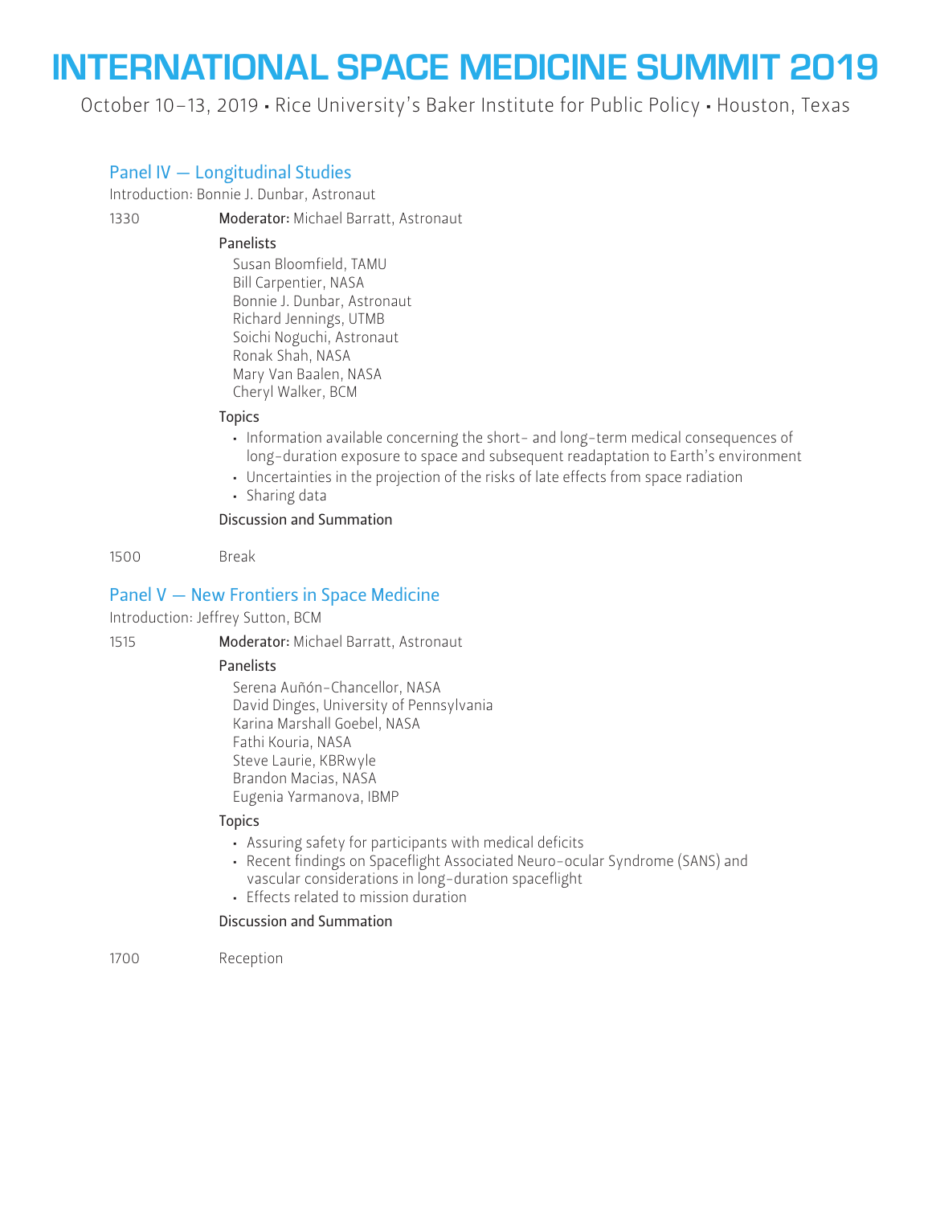# INTERNATIONAL SPACE MEDICINE SUMMIT 2019

October 10–13, 2019 • Rice University's Baker Institute for Public Policy • Houston, Texas

## Panel IV — Longitudinal Studies

Introduction: Bonnie J. Dunbar, Astronaut

1330 **Moderator:** Michael Barratt, Astronaut

**Panelists**

Susan Bloomfield, TAMU
Bill Carpentier, NASA
Bonnie J. Dunbar, Astronaut
Richard Jennings, UTMB
Soichi Noguchi, Astronaut
Ronak Shah, NASA
Mary Van Baalen, NASA
Cheryl Walker, BCM

**Topics**

- Information available concerning the short- and long-term medical consequences of long-duration exposure to space and subsequent readaptation to Earth's environment
- Uncertainties in the projection of the risks of late effects from space radiation
- Sharing data

**Discussion and Summation**

1500 Break

## Panel V — New Frontiers in Space Medicine

Introduction: Jeffrey Sutton, BCM

1515 **Moderator:** Michael Barratt, Astronaut

**Panelists**

Serena Auñón-Chancellor, NASA
David Dinges, University of Pennsylvania
Karina Marshall Goebel, NASA
Fathi Kouria, NASA
Steve Laurie, KBRwyle
Brandon Macias, NASA
Eugenia Yarmanova, IBMP

**Topics**

- Assuring safety for participants with medical deficits
- Recent findings on Spaceflight Associated Neuro-ocular Syndrome (SANS) and vascular considerations in long-duration spaceflight
- Effects related to mission duration

**Discussion and Summation**

1700 Reception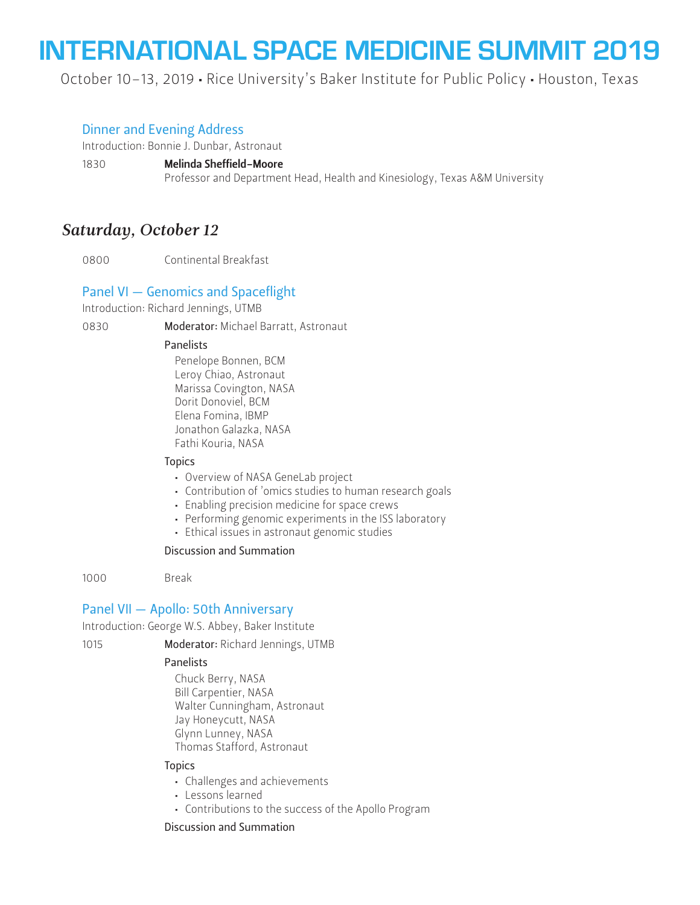# INTERNATIONAL SPACE MEDICINE SUMMIT 2019

October 10–13, 2019 • Rice University's Baker Institute for Public Policy • Houston, Texas

### Dinner and Evening Address

Introduction: Bonnie J. Dunbar, Astronaut

1830 **Melinda Sheffield-Moore**
Professor and Department Head, Health and Kinesiology, Texas A&M University

## *Saturday, October 12*

0800 Continental Breakfast

### Panel VI — Genomics and Spaceflight

Introduction: Richard Jennings, UTMB

0830 **Moderator:** Michael Barratt, Astronaut

**Panelists**

Penelope Bonnen, BCM
Leroy Chiao, Astronaut
Marissa Covington, NASA
Dorit Donoviel, BCM
Elena Fomina, IBMP
Jonathon Galazka, NASA
Fathi Kouria, NASA

**Topics**

- Overview of NASA GeneLab project
- Contribution of 'omics studies to human research goals
- Enabling precision medicine for space crews
- Performing genomic experiments in the ISS laboratory
- Ethical issues in astronaut genomic studies

**Discussion and Summation**

1000 Break

### Panel VII — Apollo: 50th Anniversary

Introduction: George W.S. Abbey, Baker Institute

1015 **Moderator:** Richard Jennings, UTMB

**Panelists**

Chuck Berry, NASA
Bill Carpentier, NASA
Walter Cunningham, Astronaut
Jay Honeycutt, NASA
Glynn Lunney, NASA
Thomas Stafford, Astronaut

**Topics**

- Challenges and achievements
- Lessons learned
- Contributions to the success of the Apollo Program

**Discussion and Summation**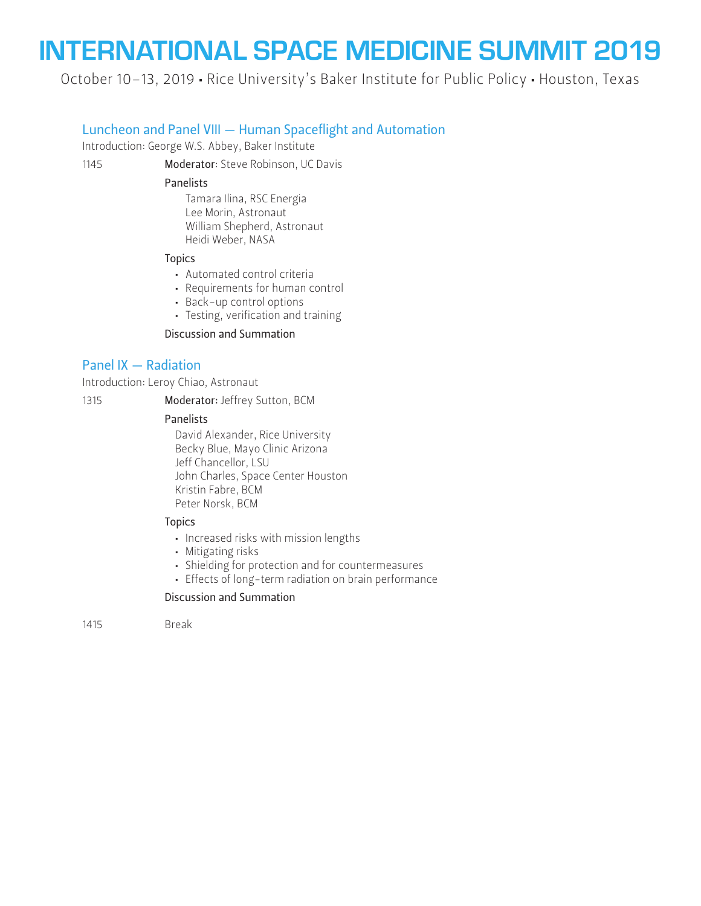# INTERNATIONAL SPACE MEDICINE SUMMIT 2019

October 10–13, 2019 • Rice University's Baker Institute for Public Policy • Houston, Texas

## Luncheon and Panel VIII — Human Spaceflight and Automation

Introduction: George W.S. Abbey, Baker Institute

1145 **Moderator**: Steve Robinson, UC Davis

**Panelists**

Tamara Ilina, RSC Energia
Lee Morin, Astronaut
William Shepherd, Astronaut
Heidi Weber, NASA

**Topics**

- Automated control criteria
- Requirements for human control
- Back-up control options
- Testing, verification and training

**Discussion and Summation**

## Panel IX — Radiation

Introduction: Leroy Chiao, Astronaut

1315 **Moderator:** Jeffrey Sutton, BCM

**Panelists**

David Alexander, Rice University
Becky Blue, Mayo Clinic Arizona
Jeff Chancellor, LSU
John Charles, Space Center Houston
Kristin Fabre, BCM
Peter Norsk, BCM

**Topics**

- Increased risks with mission lengths
- Mitigating risks
- Shielding for protection and for countermeasures
- Effects of long-term radiation on brain performance

**Discussion and Summation**

1415 Break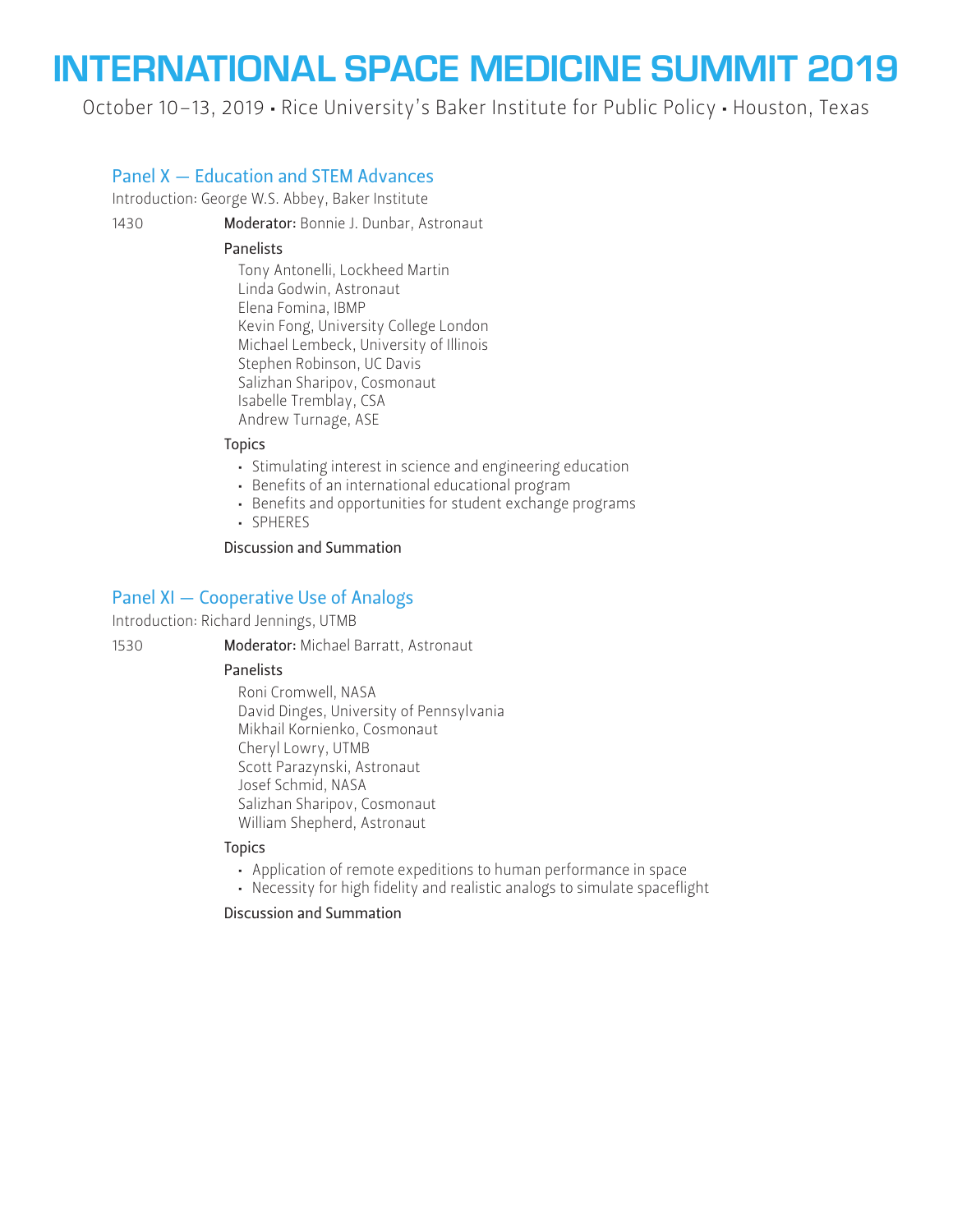# INTERNATIONAL SPACE MEDICINE SUMMIT 2019

October 10–13, 2019 • Rice University's Baker Institute for Public Policy • Houston, Texas

## Panel X — Education and STEM Advances

Introduction: George W.S. Abbey, Baker Institute

1430 **Moderator:** Bonnie J. Dunbar, Astronaut

**Panelists**

Tony Antonelli, Lockheed Martin
Linda Godwin, Astronaut
Elena Fomina, IBMP
Kevin Fong, University College London
Michael Lembeck, University of Illinois
Stephen Robinson, UC Davis
Salizhan Sharipov, Cosmonaut
Isabelle Tremblay, CSA
Andrew Turnage, ASE

**Topics**

- Stimulating interest in science and engineering education
- Benefits of an international educational program
- Benefits and opportunities for student exchange programs
- SPHERES

**Discussion and Summation**

## Panel XI — Cooperative Use of Analogs

Introduction: Richard Jennings, UTMB

1530 **Moderator:** Michael Barratt, Astronaut

**Panelists**

Roni Cromwell, NASA
David Dinges, University of Pennsylvania
Mikhail Kornienko, Cosmonaut
Cheryl Lowry, UTMB
Scott Parazynski, Astronaut
Josef Schmid, NASA
Salizhan Sharipov, Cosmonaut
William Shepherd, Astronaut

**Topics**

- Application of remote expeditions to human performance in space
- Necessity for high fidelity and realistic analogs to simulate spaceflight

**Discussion and Summation**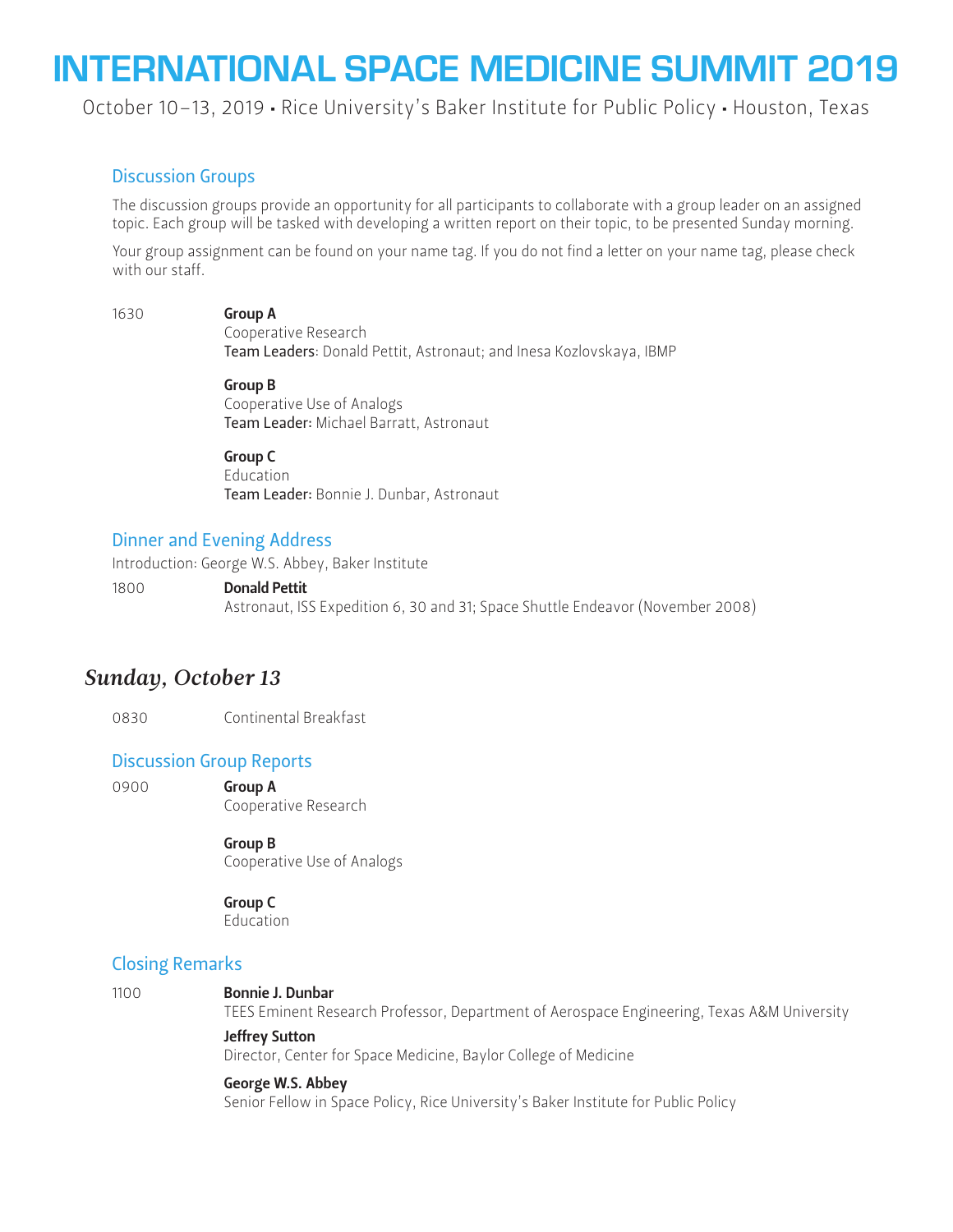# INTERNATIONAL SPACE MEDICINE SUMMIT 2019

October 10–13, 2019 • Rice University's Baker Institute for Public Policy • Houston, Texas

## Discussion Groups

The discussion groups provide an opportunity for all participants to collaborate with a group leader on an assigned topic. Each group will be tasked with developing a written report on their topic, to be presented Sunday morning.

Your group assignment can be found on your name tag. If you do not find a letter on your name tag, please check with our staff.

1630 **Group A**
Cooperative Research
**Team Leaders**: Donald Pettit, Astronaut; and Inesa Kozlovskaya, IBMP

**Group B**
Cooperative Use of Analogs
**Team Leader:** Michael Barratt, Astronaut

**Group C**
Education
**Team Leader:** Bonnie J. Dunbar, Astronaut

## Dinner and Evening Address

Introduction: George W.S. Abbey, Baker Institute

1800 **Donald Pettit**
Astronaut, ISS Expedition 6, 30 and 31; Space Shuttle Endeavor (November 2008)

# *Sunday, October 13*

0830 Continental Breakfast

## Discussion Group Reports

0900 **Group A**
Cooperative Research

**Group B**
Cooperative Use of Analogs

**Group C**
Education

## Closing Remarks

1100 **Bonnie J. Dunbar**
TEES Eminent Research Professor, Department of Aerospace Engineering, Texas A&M University

**Jeffrey Sutton**
Director, Center for Space Medicine, Baylor College of Medicine

**George W.S. Abbey**
Senior Fellow in Space Policy, Rice University's Baker Institute for Public Policy